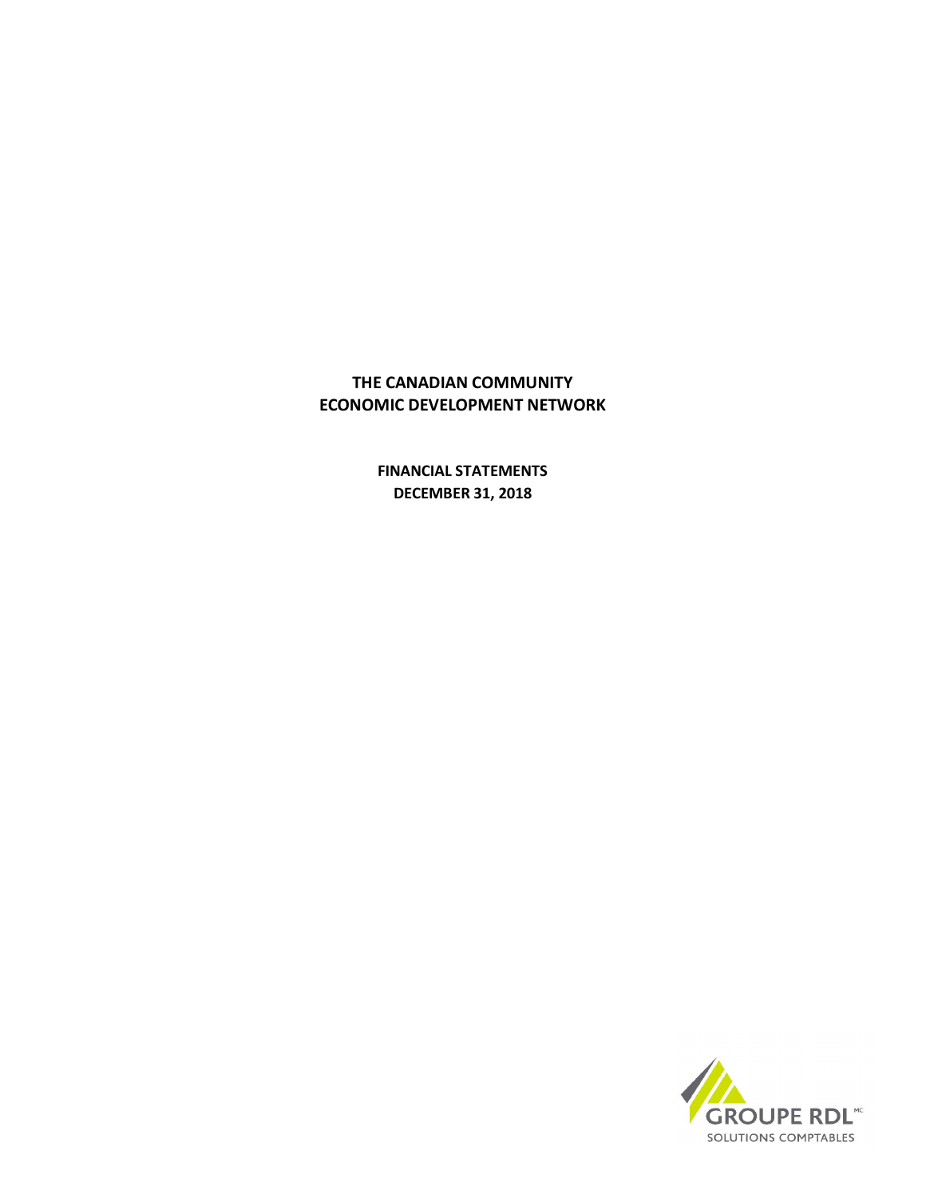# THE CANADIAN COMMUNITY ECONOMIC DEVELOPMENT NETWORK

## FINANCIAL STATEMENTS DECEMBER 31, 2018

GROUPE RDL[MC]

SOLUTIONS COMPTABLES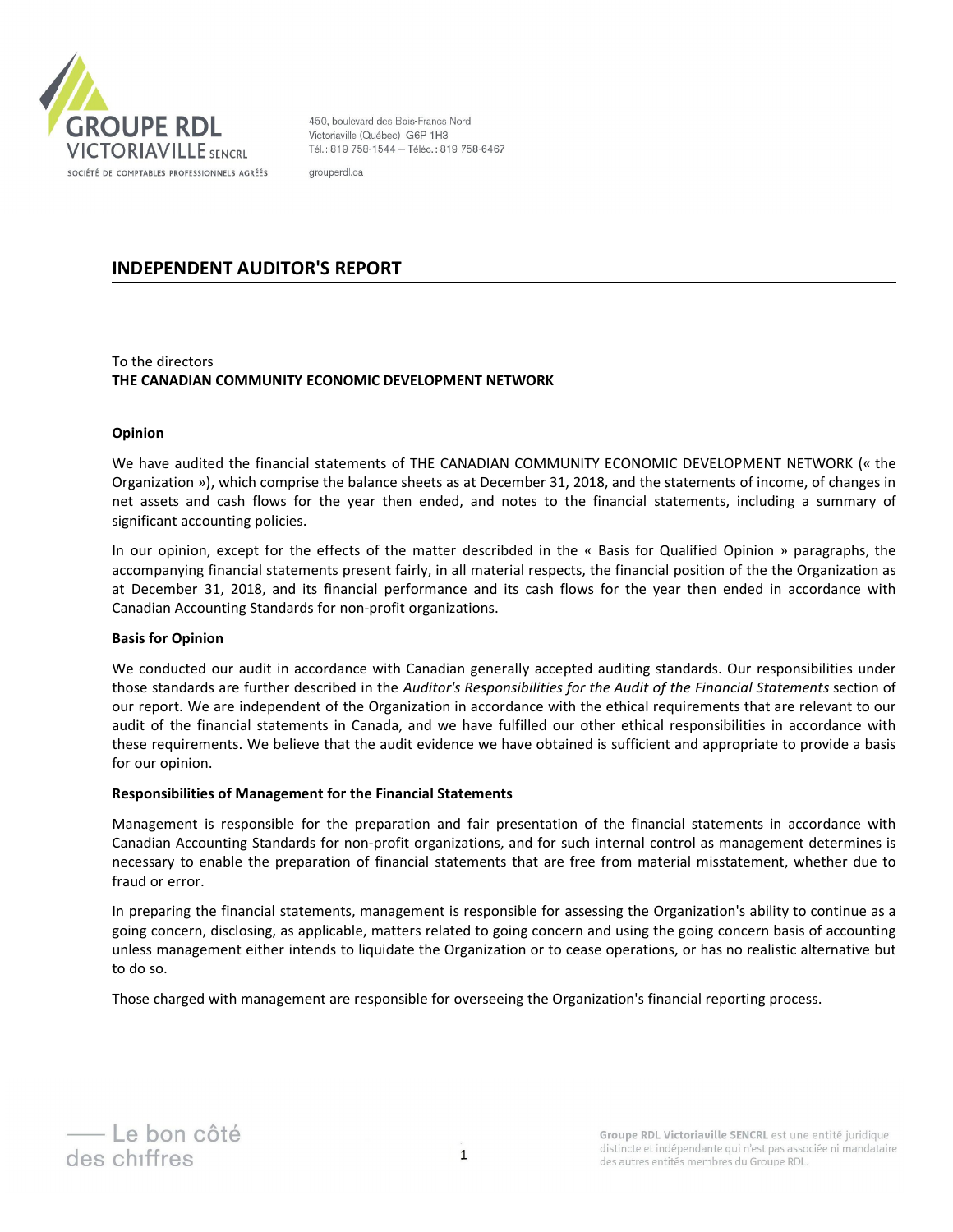GROUPE RDL VICTORIAVILLE SENCRL

SOCIÉTÉ DE COMPTABLES PROFESSIONNELS AGRÉÉS

450, boulevard des Bois-Francs Nord
Victoriaville (Québec) G6P 1H3
Tél. : 819 758-1544 – Téléc. : 819 758-6467

grouperdl.ca

## INDEPENDENT AUDITOR'S REPORT

To the directors
**THE CANADIAN COMMUNITY ECONOMIC DEVELOPMENT NETWORK**

**Opinion**

We have audited the financial statements of THE CANADIAN COMMUNITY ECONOMIC DEVELOPMENT NETWORK (« the Organization »), which comprise the balance sheets as at December 31, 2018, and the statements of income, of changes in net assets and cash flows for the year then ended, and notes to the financial statements, including a summary of significant accounting policies.

In our opinion, except for the effects of the matter describded in the « Basis for Qualified Opinion » paragraphs, the accompanying financial statements present fairly, in all material respects, the financial position of the the Organization as at December 31, 2018, and its financial performance and its cash flows for the year then ended in accordance with Canadian Accounting Standards for non-profit organizations.

**Basis for Opinion**

We conducted our audit in accordance with Canadian generally accepted auditing standards. Our responsibilities under those standards are further described in the *Auditor's Responsibilities for the Audit of the Financial Statements* section of our report. We are independent of the Organization in accordance with the ethical requirements that are relevant to our audit of the financial statements in Canada, and we have fulfilled our other ethical responsibilities in accordance with these requirements. We believe that the audit evidence we have obtained is sufficient and appropriate to provide a basis for our opinion.

**Responsibilities of Management for the Financial Statements**

Management is responsible for the preparation and fair presentation of the financial statements in accordance with Canadian Accounting Standards for non-profit organizations, and for such internal control as management determines is necessary to enable the preparation of financial statements that are free from material misstatement, whether due to fraud or error.

In preparing the financial statements, management is responsible for assessing the Organization's ability to continue as a going concern, disclosing, as applicable, matters related to going concern and using the going concern basis of accounting unless management either intends to liquidate the Organization or to cease operations, or has no realistic alternative but to do so.

Those charged with management are responsible for overseeing the Organization's financial reporting process.

Le bon côté des chiffres

**Groupe RDL Victoriaville SENCRL** est une entité juridique distincte et indépendante qui n'est pas associée ni mandataire des autres entités membres du Groupe RDL.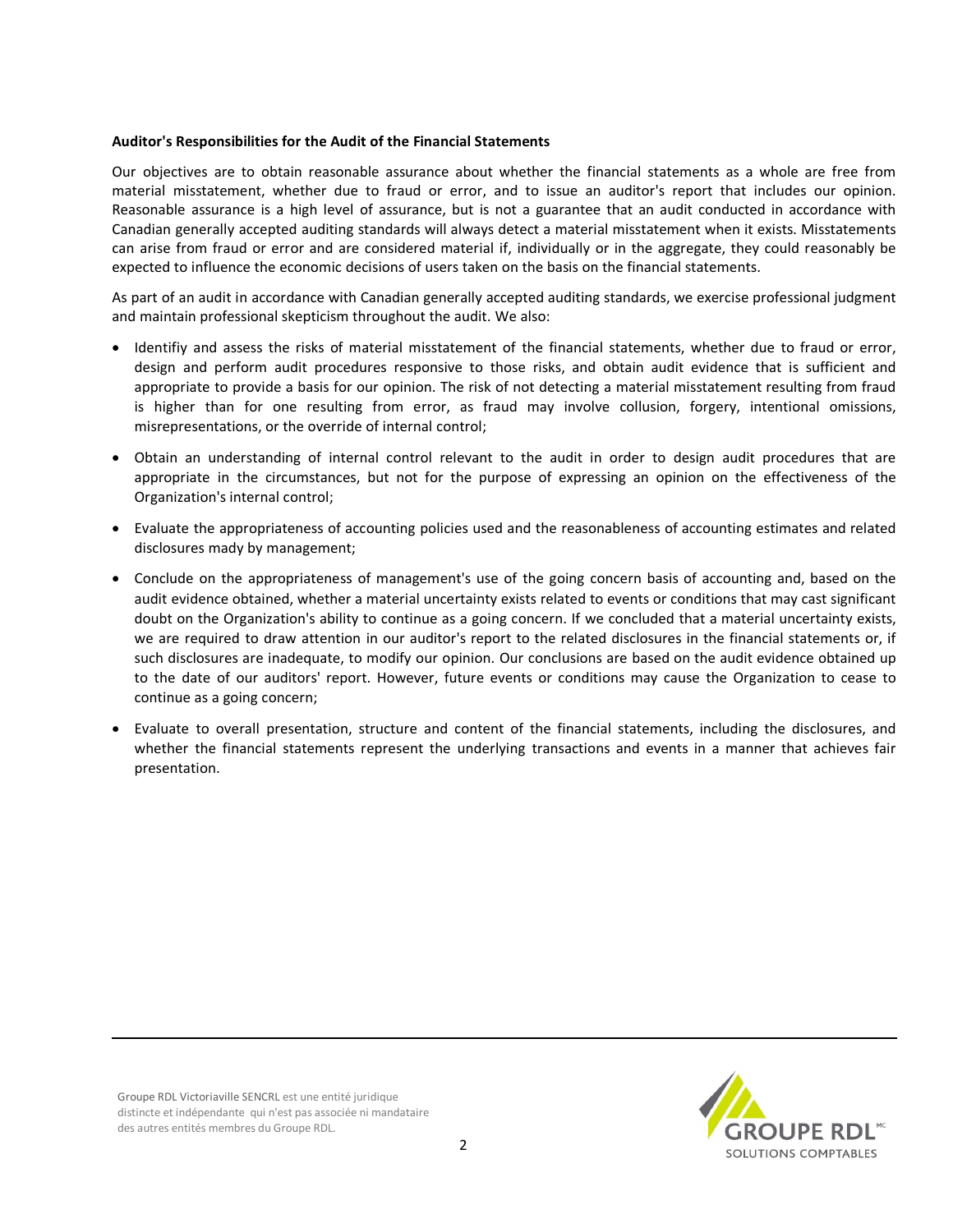**Auditor's Responsibilities for the Audit of the Financial Statements**

Our objectives are to obtain reasonable assurance about whether the financial statements as a whole are free from material misstatement, whether due to fraud or error, and to issue an auditor's report that includes our opinion. Reasonable assurance is a high level of assurance, but is not a guarantee that an audit conducted in accordance with Canadian generally accepted auditing standards will always detect a material misstatement when it exists. Misstatements can arise from fraud or error and are considered material if, individually or in the aggregate, they could reasonably be expected to influence the economic decisions of users taken on the basis on the financial statements.

As part of an audit in accordance with Canadian generally accepted auditing standards, we exercise professional judgment and maintain professional skepticism throughout the audit. We also:

- Identifiy and assess the risks of material misstatement of the financial statements, whether due to fraud or error, design and perform audit procedures responsive to those risks, and obtain audit evidence that is sufficient and appropriate to provide a basis for our opinion. The risk of not detecting a material misstatement resulting from fraud is higher than for one resulting from error, as fraud may involve collusion, forgery, intentional omissions, misrepresentations, or the override of internal control;

- Obtain an understanding of internal control relevant to the audit in order to design audit procedures that are appropriate in the circumstances, but not for the purpose of expressing an opinion on the effectiveness of the Organization's internal control;

- Evaluate the appropriateness of accounting policies used and the reasonableness of accounting estimates and related disclosures mady by management;

- Conclude on the appropriateness of management's use of the going concern basis of accounting and, based on the audit evidence obtained, whether a material uncertainty exists related to events or conditions that may cast significant doubt on the Organization's ability to continue as a going concern. If we concluded that a material uncertainty exists, we are required to draw attention in our auditor's report to the related disclosures in the financial statements or, if such disclosures are inadequate, to modify our opinion. Our conclusions are based on the audit evidence obtained up to the date of our auditors' report. However, future events or conditions may cause the Organization to cease to continue as a going concern;

- Evaluate to overall presentation, structure and content of the financial statements, including the disclosures, and whether the financial statements represent the underlying transactions and events in a manner that achieves fair presentation.

Groupe RDL Victoriaville SENCRL est une entité juridique distincte et indépendante qui n'est pas associée ni mandataire des autres entités membres du Groupe RDL.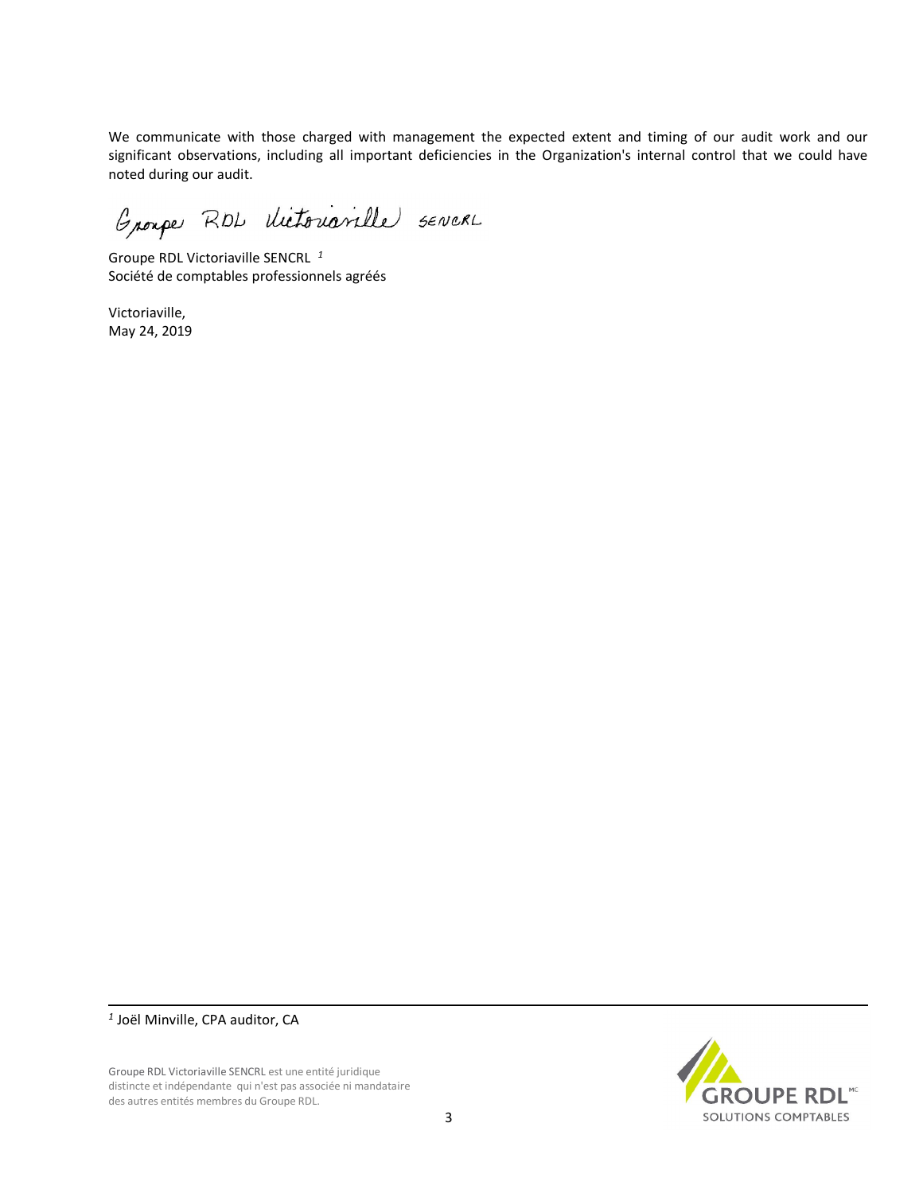We communicate with those charged with management the expected extent and timing of our audit work and our significant observations, including all important deficiencies in the Organization's internal control that we could have noted during our audit.

Groupe RDL Victoriaville SENCRL [1]
Société de comptables professionnels agréés

Victoriaville,
May 24, 2019

---

[1] Joël Minville, CPA auditor, CA

Groupe RDL Victoriaville SENCRL est une entité juridique distincte et indépendante qui n'est pas associée ni mandataire des autres entités membres du Groupe RDL.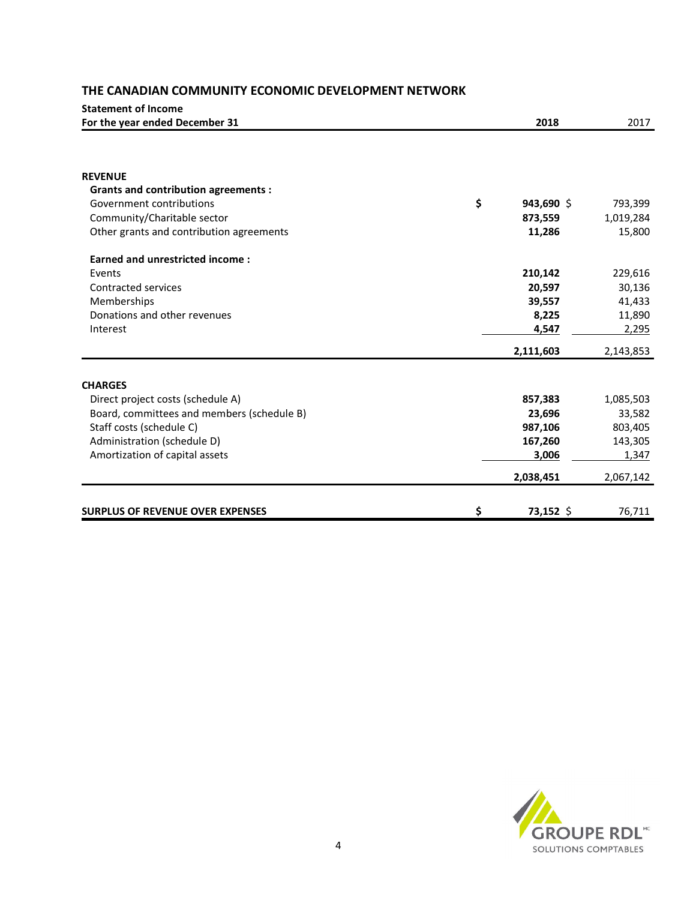# THE CANADIAN COMMUNITY ECONOMIC DEVELOPMENT NETWORK

**Statement of Income**

| **For the year ended December 31** | **2018** | 2017 |
|---|---|---|
| **REVENUE** | | |
| **Grants and contribution agreements :** | | |
| Government contributions | $ **943,690** | $ 793,399 |
| Community/Charitable sector | **873,559** | 1,019,284 |
| Other grants and contribution agreements | **11,286** | 15,800 |
| **Earned and unrestricted income :** | | |
| Events | **210,142** | 229,616 |
| Contracted services | **20,597** | 30,136 |
| Memberships | **39,557** | 41,433 |
| Donations and other revenues | **8,225** | 11,890 |
| Interest | **4,547** | 2,295 |
| | **2,111,603** | 2,143,853 |
| **CHARGES** | | |
| Direct project costs (schedule A) | **857,383** | 1,085,503 |
| Board, committees and members (schedule B) | **23,696** | 33,582 |
| Staff costs (schedule C) | **987,106** | 803,405 |
| Administration (schedule D) | **167,260** | 143,305 |
| Amortization of capital assets | **3,006** | 1,347 |
| | **2,038,451** | 2,067,142 |
| **SURPLUS OF REVENUE OVER EXPENSES** | $ **73,152** | $ 76,711 |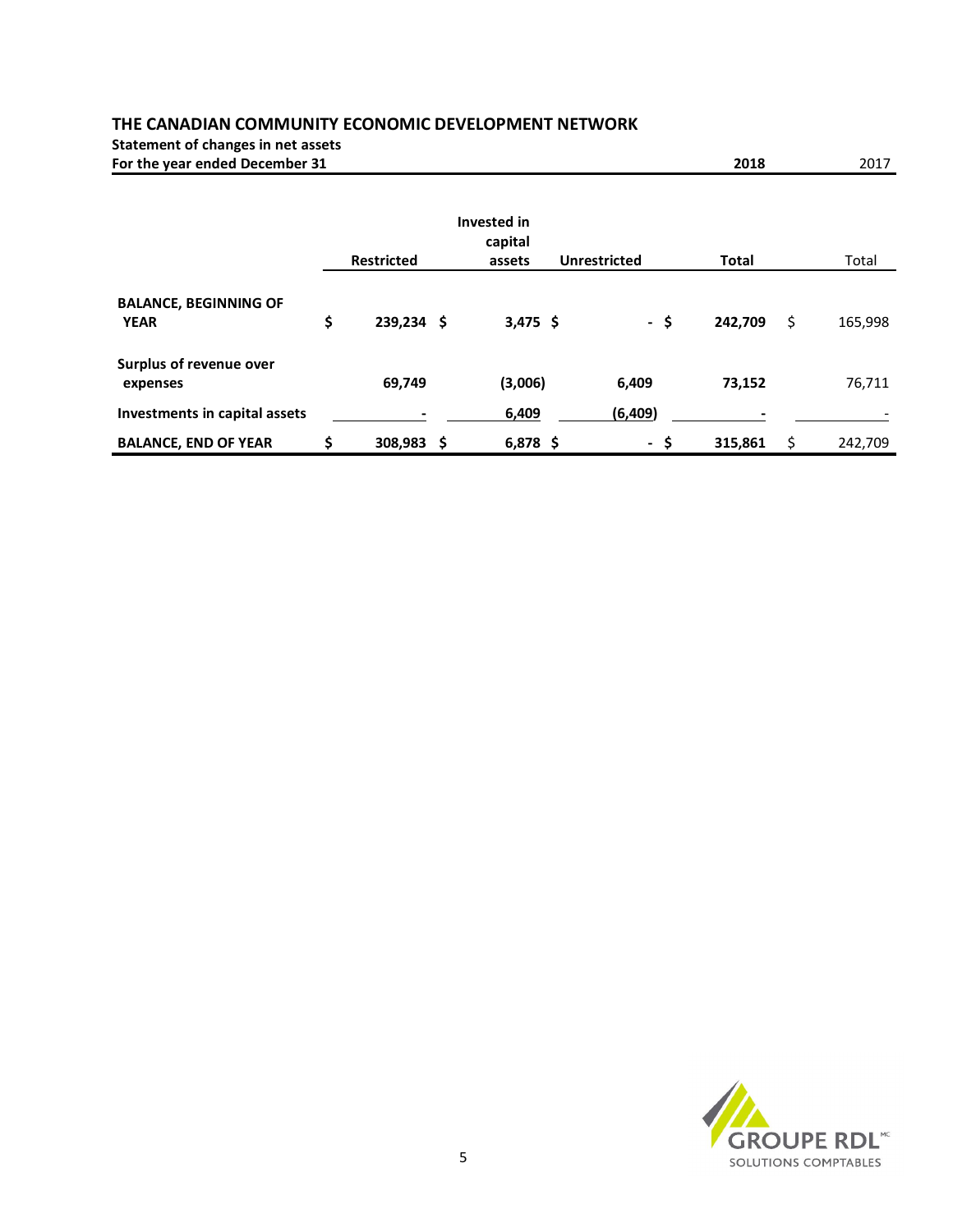## THE CANADIAN COMMUNITY ECONOMIC DEVELOPMENT NETWORK

**Statement of changes in net assets**
**For the year ended December 31**

| | | | | 2018 | 2017 |
|---|---|---|---|---|---|
| | **Restricted** | **Invested in capital assets** | **Unrestricted** | **Total** | Total |
| **BALANCE, BEGINNING OF YEAR** | **$ 239,234** | **$ 3,475** | **$ -** | **$ 242,709** | $ 165,998 |
| **Surplus of revenue over expenses** | **69,749** | **(3,006)** | **6,409** | **73,152** | 76,711 |
| **Investments in capital assets** | **-** | **6,409** | **(6,409)** | **-** | - |
| **BALANCE, END OF YEAR** | **$ 308,983** | **$ 6,878** | **$ -** | **$ 315,861** | $ 242,709 |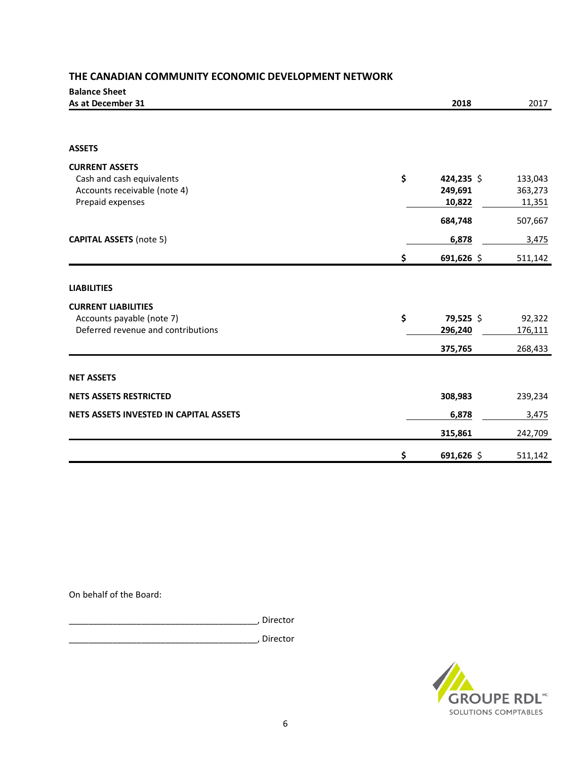# THE CANADIAN COMMUNITY ECONOMIC DEVELOPMENT NETWORK

**Balance Sheet**
**As at December 31**

| | | 2018 | 2017 |
|---|---|---|---|
| **ASSETS** | | | |
| **CURRENT ASSETS** | | | |
| Cash and cash equivalents | $ | **424,235** $ | 133,043 |
| Accounts receivable (note 4) | | **249,691** | 363,273 |
| Prepaid expenses | | **10,822** | 11,351 |
| | | **684,748** | 507,667 |
| **CAPITAL ASSETS** (note 5) | | **6,878** | 3,475 |
| | $ | **691,626** $ | 511,142 |
| **LIABILITIES** | | | |
| **CURRENT LIABILITIES** | | | |
| Accounts payable (note 7) | $ | **79,525** $ | 92,322 |
| Deferred revenue and contributions | | **296,240** | 176,111 |
| | | **375,765** | 268,433 |
| **NET ASSETS** | | | |
| **NETS ASSETS RESTRICTED** | | **308,983** | 239,234 |
| **NETS ASSETS INVESTED IN CAPITAL ASSETS** | | **6,878** | 3,475 |
| | | **315,861** | 242,709 |
| | $ | **691,626** $ | 511,142 |

On behalf of the Board:

_______________________________________, Director

_______________________________________, Director

GROUPE RDL
SOLUTIONS COMPTABLES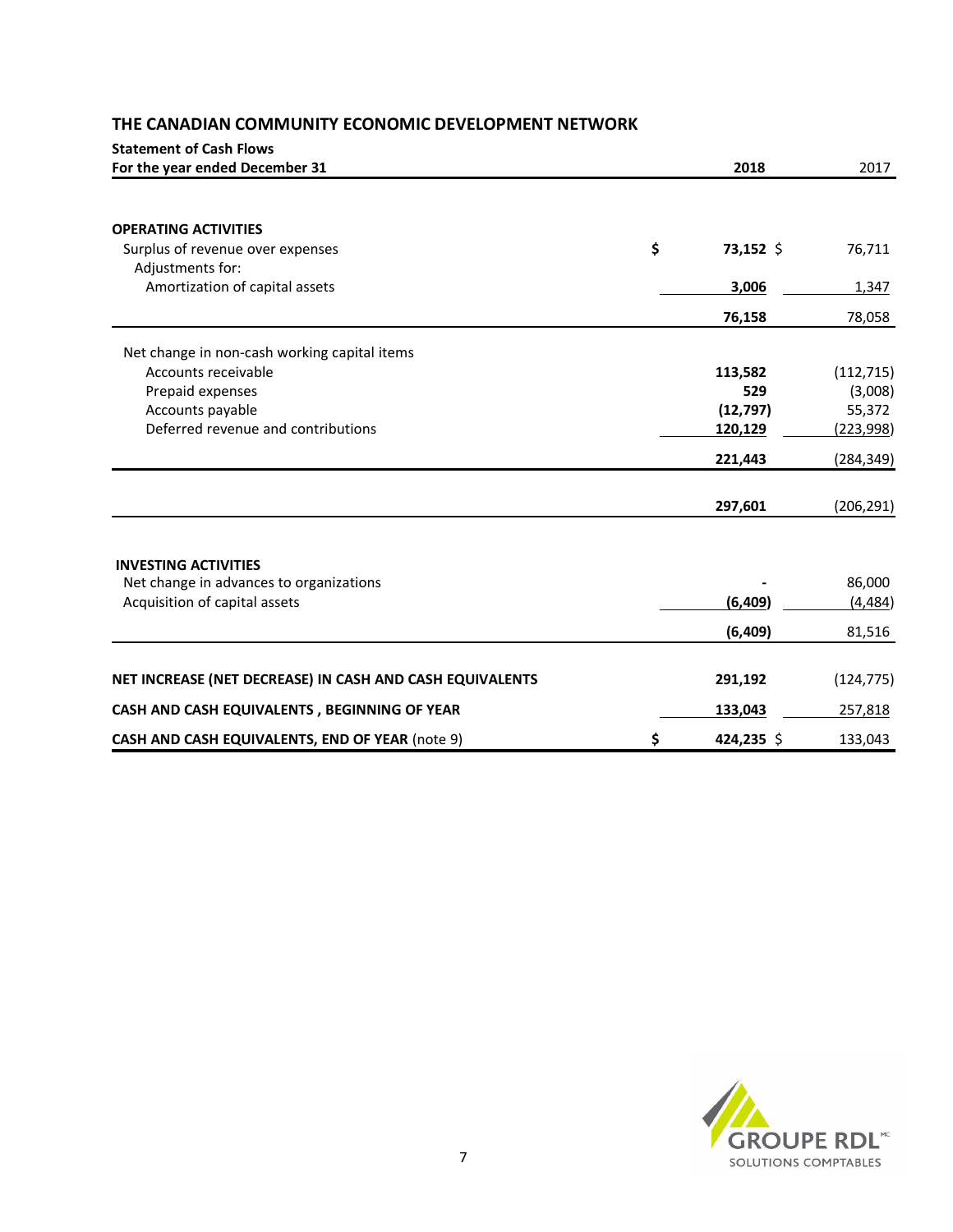# THE CANADIAN COMMUNITY ECONOMIC DEVELOPMENT NETWORK

**Statement of Cash Flows**

| For the year ended December 31 | 2018 | 2017 |
|---|---|---|
| **OPERATING ACTIVITIES** | | |
| Surplus of revenue over expenses | $ **73,152** | $ 76,711 |
| Adjustments for: | | |
| Amortization of capital assets | **3,006** | 1,347 |
| | **76,158** | 78,058 |
| Net change in non-cash working capital items | | |
| Accounts receivable | **113,582** | (112,715) |
| Prepaid expenses | **529** | (3,008) |
| Accounts payable | **(12,797)** | 55,372 |
| Deferred revenue and contributions | **120,129** | (223,998) |
| | **221,443** | (284,349) |
| | **297,601** | (206,291) |
| **INVESTING ACTIVITIES** | | |
| Net change in advances to organizations | **-** | 86,000 |
| Acquisition of capital assets | **(6,409)** | (4,484) |
| | **(6,409)** | 81,516 |
| **NET INCREASE (NET DECREASE) IN CASH AND CASH EQUIVALENTS** | **291,192** | (124,775) |
| **CASH AND CASH EQUIVALENTS , BEGINNING OF YEAR** | **133,043** | 257,818 |
| **CASH AND CASH EQUIVALENTS, END OF YEAR** (note 9) | $ **424,235** | $ 133,043 |

GROUPE RDL MC
SOLUTIONS COMPTABLES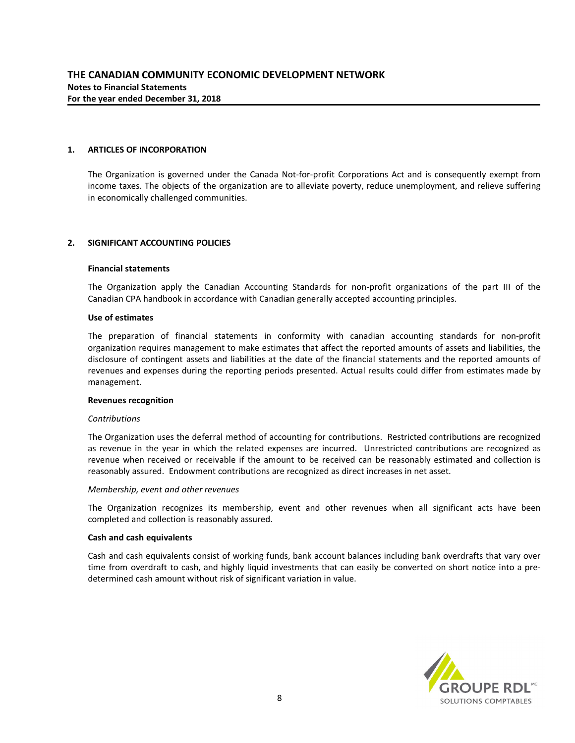**THE CANADIAN COMMUNITY ECONOMIC DEVELOPMENT NETWORK**
**Notes to Financial Statements**
**For the year ended December 31, 2018**

## 1. ARTICLES OF INCORPORATION

The Organization is governed under the Canada Not-for-profit Corporations Act and is consequently exempt from income taxes. The objects of the organization are to alleviate poverty, reduce unemployment, and relieve suffering in economically challenged communities.

## 2. SIGNIFICANT ACCOUNTING POLICIES

### Financial statements

The Organization apply the Canadian Accounting Standards for non-profit organizations of the part III of the Canadian CPA handbook in accordance with Canadian generally accepted accounting principles.

### Use of estimates

The preparation of financial statements in conformity with canadian accounting standards for non-profit organization requires management to make estimates that affect the reported amounts of assets and liabilities, the disclosure of contingent assets and liabilities at the date of the financial statements and the reported amounts of revenues and expenses during the reporting periods presented. Actual results could differ from estimates made by management.

### Revenues recognition

*Contributions*

The Organization uses the deferral method of accounting for contributions. Restricted contributions are recognized as revenue in the year in which the related expenses are incurred. Unrestricted contributions are recognized as revenue when received or receivable if the amount to be received can be reasonably estimated and collection is reasonably assured. Endowment contributions are recognized as direct increases in net asset.

*Membership, event and other revenues*

The Organization recognizes its membership, event and other revenues when all significant acts have been completed and collection is reasonably assured.

### Cash and cash equivalents

Cash and cash equivalents consist of working funds, bank account balances including bank overdrafts that vary over time from overdraft to cash, and highly liquid investments that can easily be converted on short notice into a pre-determined cash amount without risk of significant variation in value.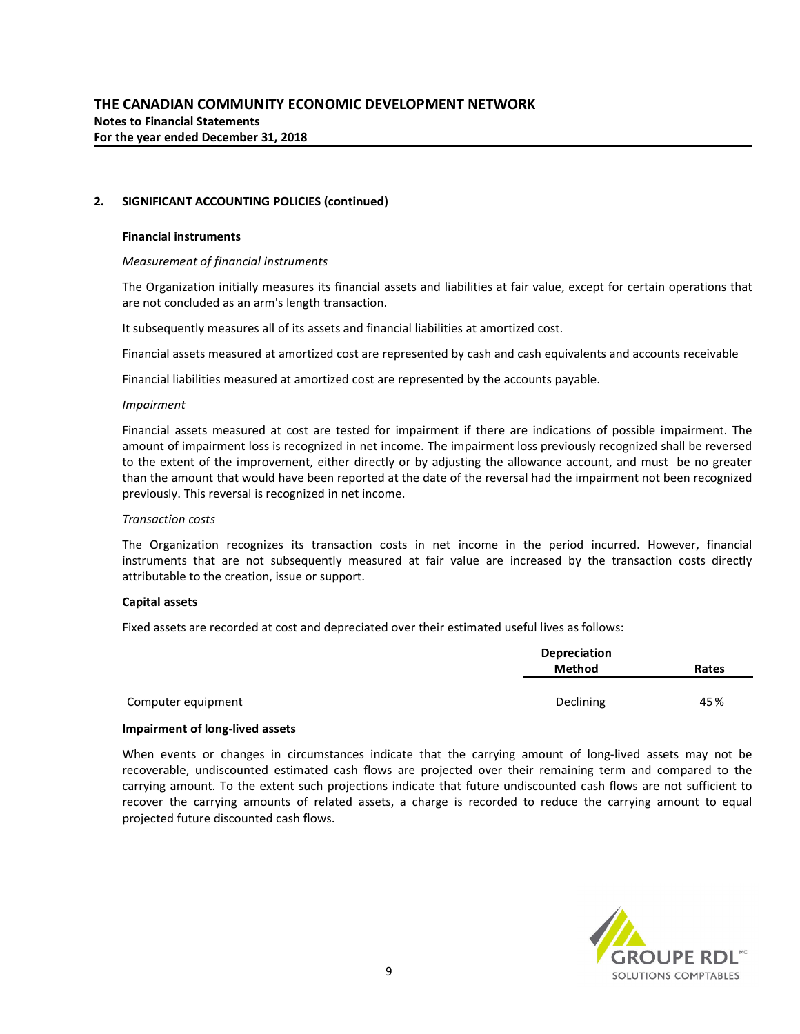## 2. SIGNIFICANT ACCOUNTING POLICIES (continued)

### Financial instruments

*Measurement of financial instruments*

The Organization initially measures its financial assets and liabilities at fair value, except for certain operations that are not concluded as an arm's length transaction.

It subsequently measures all of its assets and financial liabilities at amortized cost.

Financial assets measured at amortized cost are represented by cash and cash equivalents and accounts receivable

Financial liabilities measured at amortized cost are represented by the accounts payable.

*Impairment*

Financial assets measured at cost are tested for impairment if there are indications of possible impairment. The amount of impairment loss is recognized in net income. The impairment loss previously recognized shall be reversed to the extent of the improvement, either directly or by adjusting the allowance account, and must be no greater than the amount that would have been reported at the date of the reversal had the impairment not been recognized previously. This reversal is recognized in net income.

*Transaction costs*

The Organization recognizes its transaction costs in net income in the period incurred. However, financial instruments that are not subsequently measured at fair value are increased by the transaction costs directly attributable to the creation, issue or support.

### Capital assets

Fixed assets are recorded at cost and depreciated over their estimated useful lives as follows:

| | Depreciation Method | Rates |
|---|---|---|
| Computer equipment | Declining | 45% |

### Impairment of long-lived assets

When events or changes in circumstances indicate that the carrying amount of long-lived assets may not be recoverable, undiscounted estimated cash flows are projected over their remaining term and compared to the carrying amount. To the extent such projections indicate that future undiscounted cash flows are not sufficient to recover the carrying amounts of related assets, a charge is recorded to reduce the carrying amount to equal projected future discounted cash flows.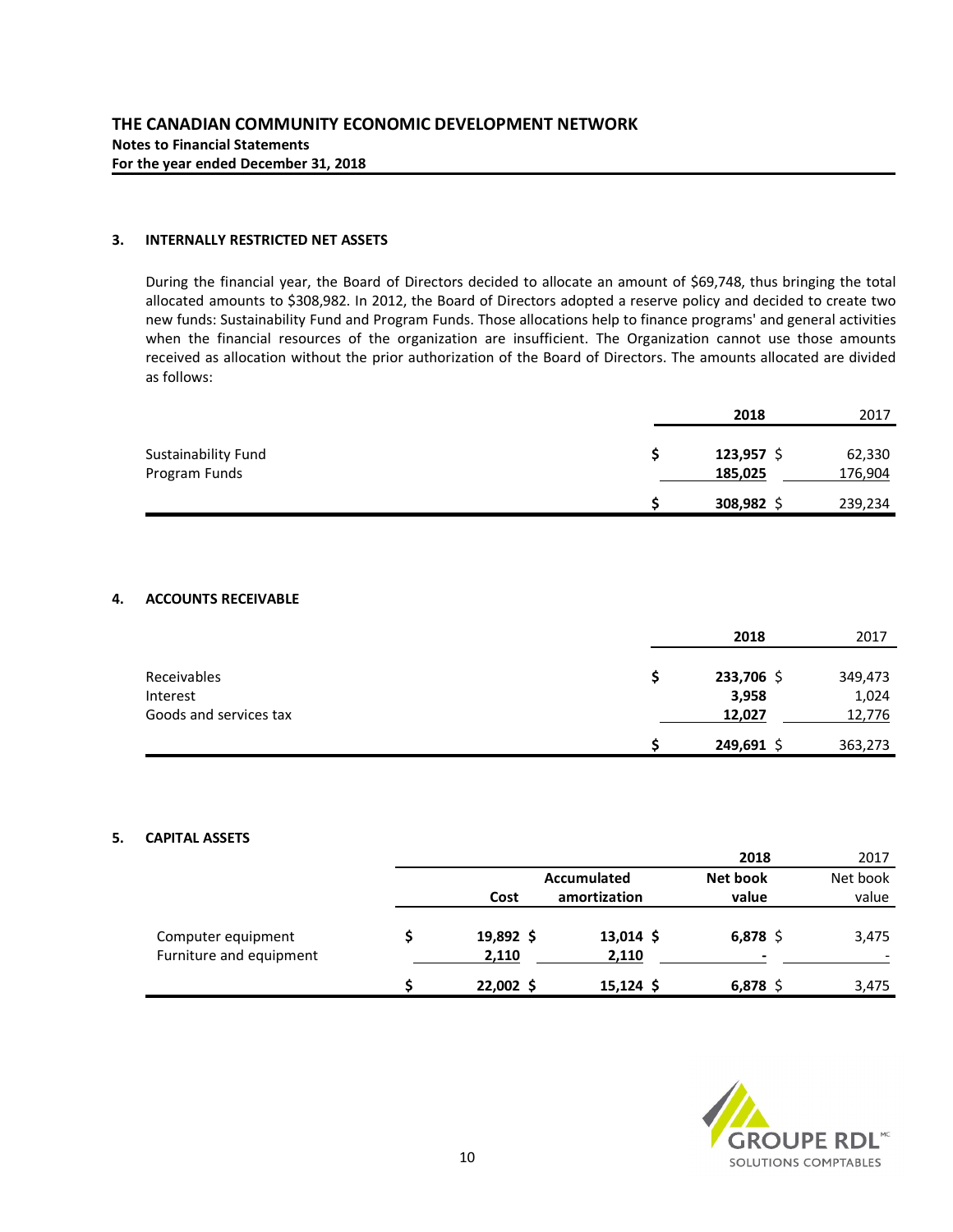# THE CANADIAN COMMUNITY ECONOMIC DEVELOPMENT NETWORK

**Notes to Financial Statements**

**For the year ended December 31, 2018**

## 3. INTERNALLY RESTRICTED NET ASSETS

During the financial year, the Board of Directors decided to allocate an amount of $69,748, thus bringing the total allocated amounts to $308,982. In 2012, the Board of Directors adopted a reserve policy and decided to create two new funds: Sustainability Fund and Program Funds. Those allocations help to finance programs' and general activities when the financial resources of the organization are insufficient. The Organization cannot use those amounts received as allocation without the prior authorization of the Board of Directors. The amounts allocated are divided as follows:

| | 2018 | 2017 |
|---|---|---|
| Sustainability Fund | $ 123,957 | $ 62,330 |
| Program Funds | 185,025 | 176,904 |
| | $ 308,982 | $ 239,234 |

## 4. ACCOUNTS RECEIVABLE

| | 2018 | 2017 |
|---|---|---|
| Receivables | $ 233,706 | $ 349,473 |
| Interest | 3,958 | 1,024 |
| Goods and services tax | 12,027 | 12,776 |
| | $ 249,691 | $ 363,273 |

## 5. CAPITAL ASSETS

| | Cost | Accumulated amortization | 2018 Net book value | 2017 Net book value |
|---|---|---|---|---|
| Computer equipment | $ 19,892 | $ 13,014 | $ 6,878 | $ 3,475 |
| Furniture and equipment | 2,110 | 2,110 | - | - |
| | $ 22,002 | $ 15,124 | $ 6,878 | $ 3,475 |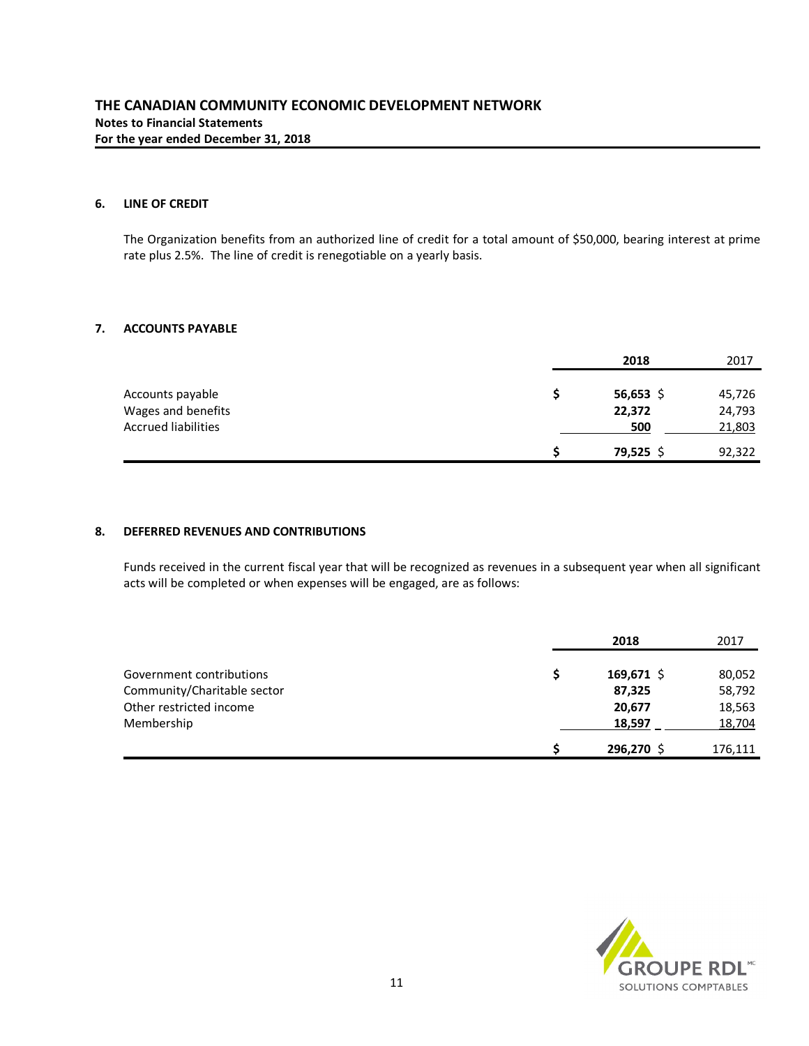**THE CANADIAN COMMUNITY ECONOMIC DEVELOPMENT NETWORK**
**Notes to Financial Statements**
**For the year ended December 31, 2018**

## 6. LINE OF CREDIT

The Organization benefits from an authorized line of credit for a total amount of $50,000, bearing interest at prime rate plus 2.5%. The line of credit is renegotiable on a yearly basis.

## 7. ACCOUNTS PAYABLE

| | **2018** | 2017 |
|---|---|---|
| Accounts payable | **$ 56,653** | $ 45,726 |
| Wages and benefits | **22,372** | 24,793 |
| Accrued liabilities | **500** | 21,803 |
| | **$ 79,525** | $ 92,322 |

## 8. DEFERRED REVENUES AND CONTRIBUTIONS

Funds received in the current fiscal year that will be recognized as revenues in a subsequent year when all significant acts will be completed or when expenses will be engaged, are as follows:

| | **2018** | 2017 |
|---|---|---|
| Government contributions | **$ 169,671** | $ 80,052 |
| Community/Charitable sector | **87,325** | 58,792 |
| Other restricted income | **20,677** | 18,563 |
| Membership | **18,597** | 18,704 |
| | **$ 296,270** | $ 176,111 |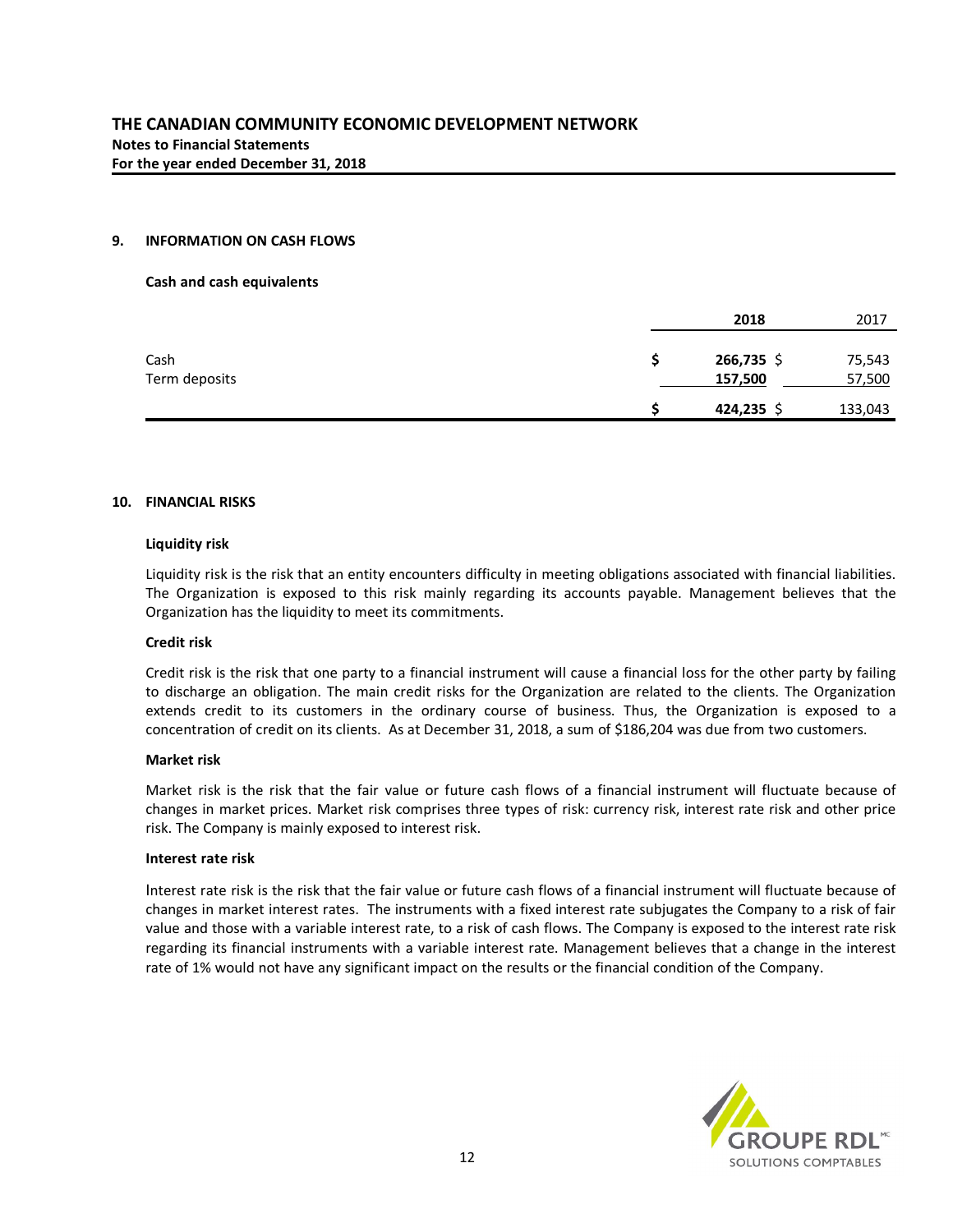# THE CANADIAN COMMUNITY ECONOMIC DEVELOPMENT NETWORK

**Notes to Financial Statements**

**For the year ended December 31, 2018**

## 9. INFORMATION ON CASH FLOWS

**Cash and cash equivalents**

| | 2018 | 2017 |
|---|---|---|
| Cash | $ 266,735 | $ 75,543 |
| Term deposits | 157,500 | 57,500 |
| | $ 424,235 | $ 133,043 |

## 10. FINANCIAL RISKS

**Liquidity risk**

Liquidity risk is the risk that an entity encounters difficulty in meeting obligations associated with financial liabilities. The Organization is exposed to this risk mainly regarding its accounts payable. Management believes that the Organization has the liquidity to meet its commitments.

**Credit risk**

Credit risk is the risk that one party to a financial instrument will cause a financial loss for the other party by failing to discharge an obligation. The main credit risks for the Organization are related to the clients. The Organization extends credit to its customers in the ordinary course of business. Thus, the Organization is exposed to a concentration of credit on its clients. As at December 31, 2018, a sum of $186,204 was due from two customers.

**Market risk**

Market risk is the risk that the fair value or future cash flows of a financial instrument will fluctuate because of changes in market prices. Market risk comprises three types of risk: currency risk, interest rate risk and other price risk. The Company is mainly exposed to interest risk.

**Interest rate risk**

Interest rate risk is the risk that the fair value or future cash flows of a financial instrument will fluctuate because of changes in market interest rates. The instruments with a fixed interest rate subjugates the Company to a risk of fair value and those with a variable interest rate, to a risk of cash flows. The Company is exposed to the interest rate risk regarding its financial instruments with a variable interest rate. Management believes that a change in the interest rate of 1% would not have any significant impact on the results or the financial condition of the Company.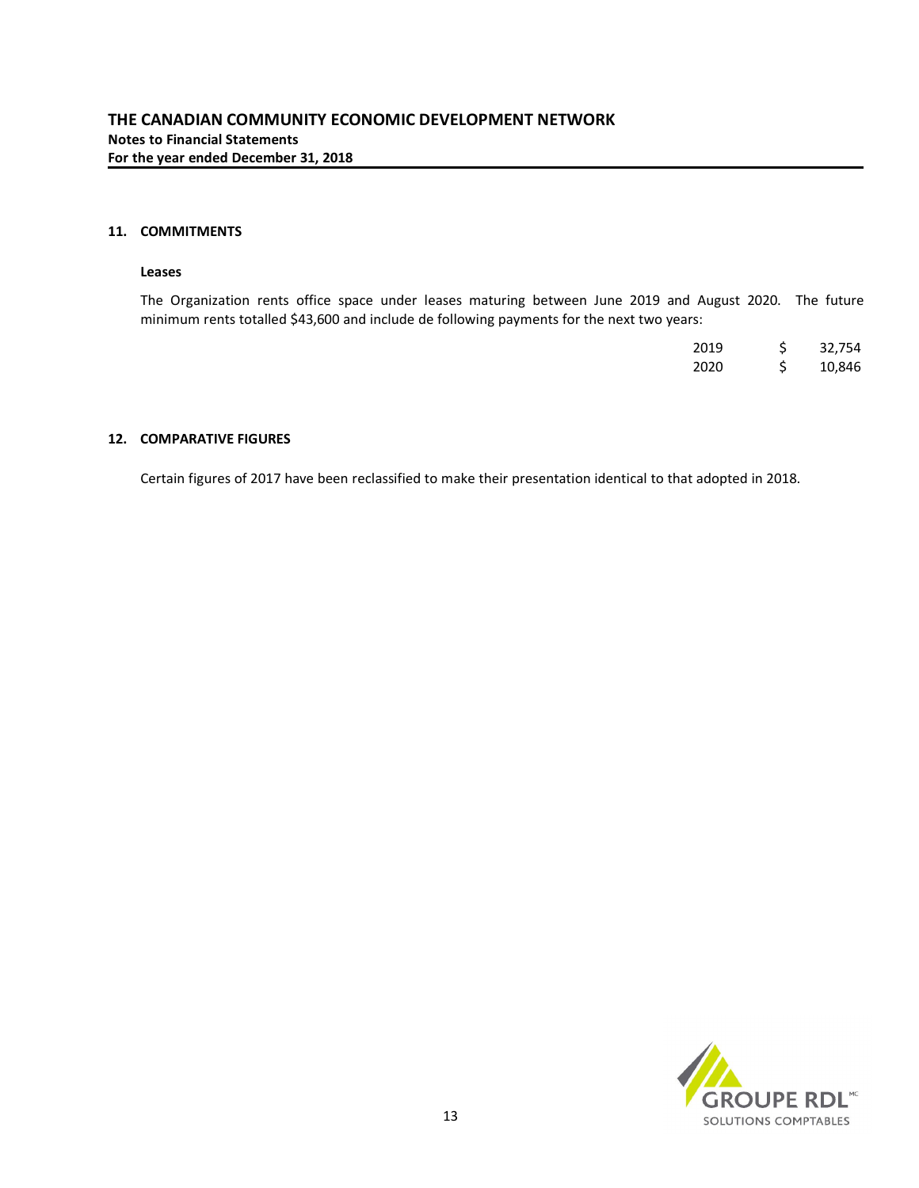# THE CANADIAN COMMUNITY ECONOMIC DEVELOPMENT NETWORK

**Notes to Financial Statements**

**For the year ended December 31, 2018**

## 11. COMMITMENTS

### Leases

The Organization rents office space under leases maturing between June 2019 and August 2020. The future minimum rents totalled $43,600 and include de following payments for the next two years:

| | | |
|---|---|---|
| 2019 | $ | 32,754 |
| 2020 | $ | 10,846 |

## 12. COMPARATIVE FIGURES

Certain figures of 2017 have been reclassified to make their presentation identical to that adopted in 2018.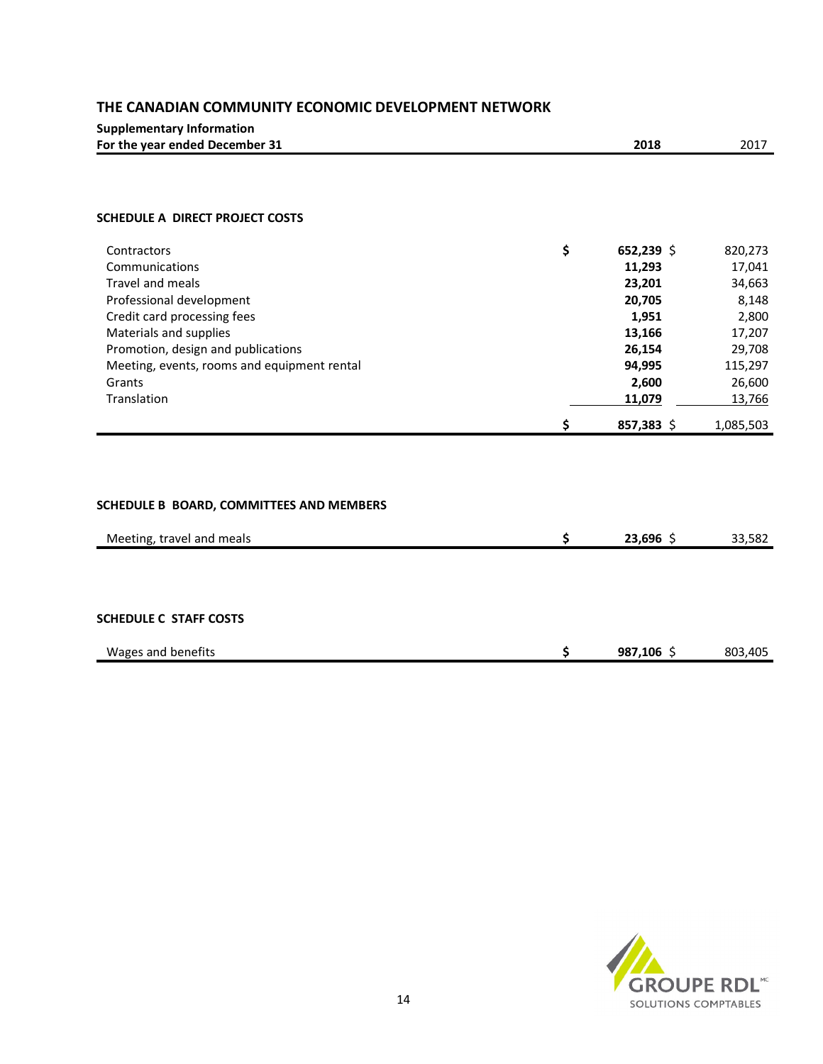# THE CANADIAN COMMUNITY ECONOMIC DEVELOPMENT NETWORK

**Supplementary Information**

**For the year ended December 31**

## SCHEDULE A DIRECT PROJECT COSTS

| | **2018** | 2017 |
|---|---|---|
| Contractors | **$ 652,239** | $ 820,273 |
| Communications | **11,293** | 17,041 |
| Travel and meals | **23,201** | 34,663 |
| Professional development | **20,705** | 8,148 |
| Credit card processing fees | **1,951** | 2,800 |
| Materials and supplies | **13,166** | 17,207 |
| Promotion, design and publications | **26,154** | 29,708 |
| Meeting, events, rooms and equipment rental | **94,995** | 115,297 |
| Grants | **2,600** | 26,600 |
| Translation | **11,079** | 13,766 |
| | **$ 857,383** | $ 1,085,503 |

## SCHEDULE B BOARD, COMMITTEES AND MEMBERS

| | **2018** | 2017 |
|---|---|---|
| Meeting, travel and meals | **$ 23,696** | $ 33,582 |

## SCHEDULE C STAFF COSTS

| | **2018** | 2017 |
|---|---|---|
| Wages and benefits | **$ 987,106** | $ 803,405 |

GROUPE RDL SOLUTIONS COMPTABLES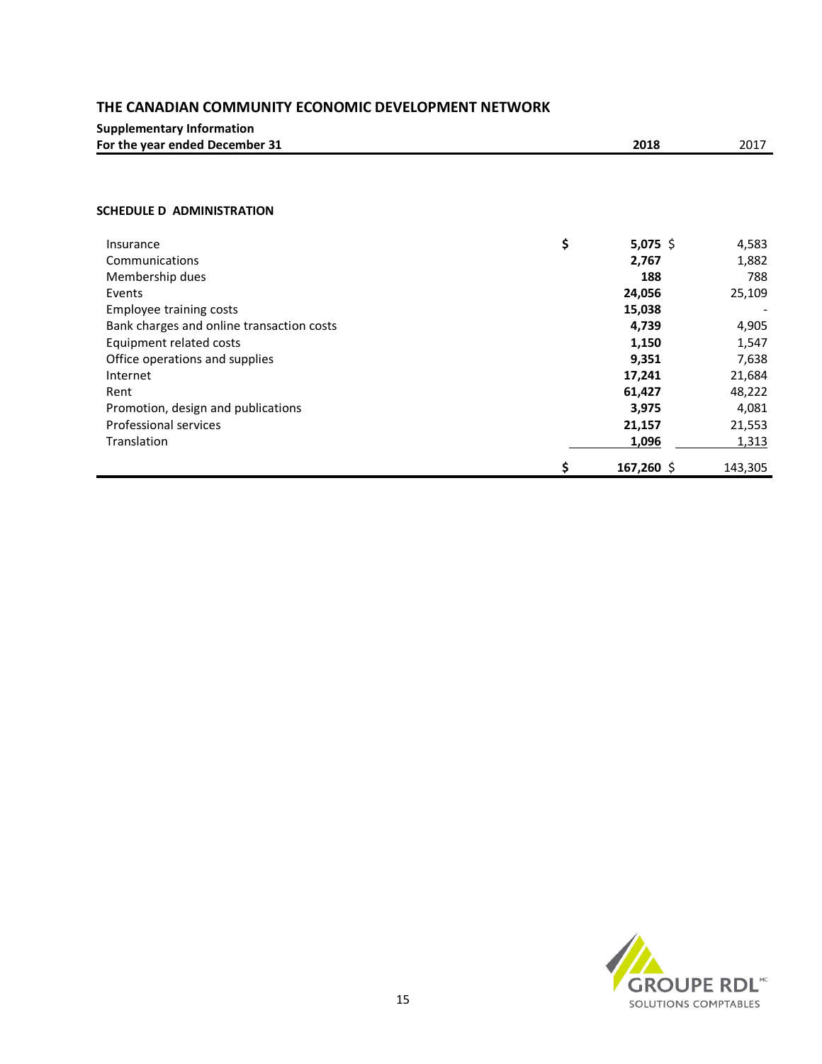# THE CANADIAN COMMUNITY ECONOMIC DEVELOPMENT NETWORK

**Supplementary Information**

| **For the year ended December 31** | **2018** | 2017 |
|---|---|---|
| **SCHEDULE D ADMINISTRATION** | | |
| Insurance | **$ 5,075** | $ 4,583 |
| Communications | **2,767** | 1,882 |
| Membership dues | **188** | 788 |
| Events | **24,056** | 25,109 |
| Employee training costs | **15,038** | - |
| Bank charges and online transaction costs | **4,739** | 4,905 |
| Equipment related costs | **1,150** | 1,547 |
| Office operations and supplies | **9,351** | 7,638 |
| Internet | **17,241** | 21,684 |
| Rent | **61,427** | 48,222 |
| Promotion, design and publications | **3,975** | 4,081 |
| Professional services | **21,157** | 21,553 |
| Translation | **1,096** | 1,313 |
| | **$ 167,260** | $ 143,305 |

GROUPE RDL™
SOLUTIONS COMPTABLES